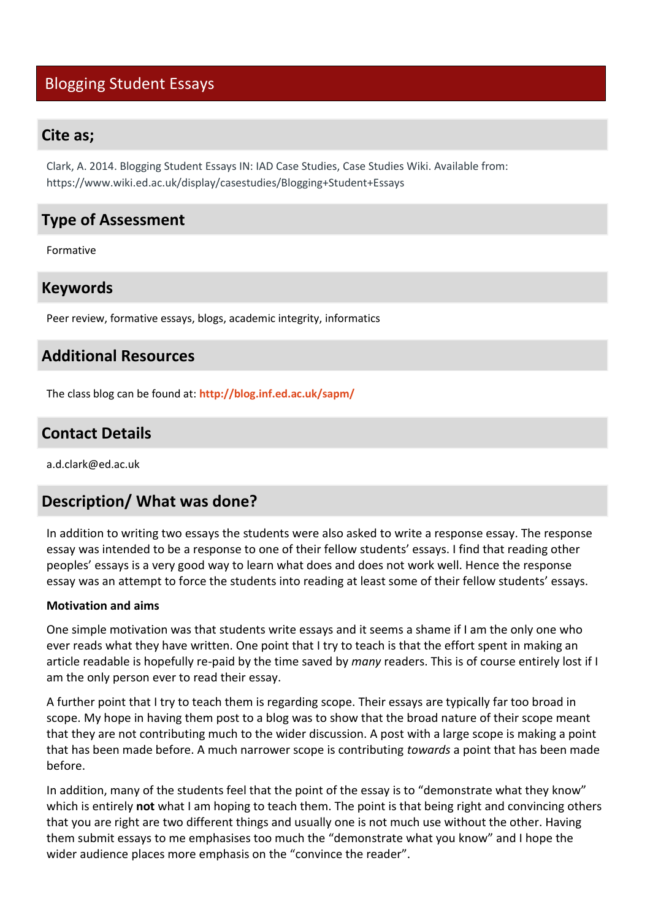# Blogging Student Essays

## Cite as;

Clark, A. 2014. Blogging Student Essays IN: IAD Case Studies, Case Studies Wiki. Available from: https://www.wiki.ed.ac.uk/display/casestudies/Blogging+Student+Essays

## Type of Assessment

Formative

## Keywords

Peer review, formative essays, blogs, academic integrity, informatics

## Additional Resources

The class blog can be found at: **http://blog.inf.ed.ac.uk/sapm/**

## Contact Details

a.d.clark@ed.ac.uk

## Description/ What was done?

In addition to writing two essays the students were also asked to write a response essay. The response essay was intended to be a response to one of their fellow students' essays. I find that reading other peoples' essays is a very good way to learn what does and does not work well. Hence the response essay was an attempt to force the students into reading at least some of their fellow students' essays.

**Motivation and aims**

One simple motivation was that students write essays and it seems a shame if I am the only one who ever reads what they have written. One point that I try to teach is that the effort spent in making an article readable is hopefully re-paid by the time saved by *many* readers. This is of course entirely lost if I am the only person ever to read their essay.

A further point that I try to teach them is regarding scope. Their essays are typically far too broad in scope. My hope in having them post to a blog was to show that the broad nature of their scope meant that they are not contributing much to the wider discussion. A post with a large scope is making a point that has been made before. A much narrower scope is contributing *towards* a point that has been made before.

In addition, many of the students feel that the point of the essay is to "demonstrate what they know" which is entirely **not** what I am hoping to teach them. The point is that being right and convincing others that you are right are two different things and usually one is not much use without the other. Having them submit essays to me emphasises too much the "demonstrate what you know" and I hope the wider audience places more emphasis on the "convince the reader".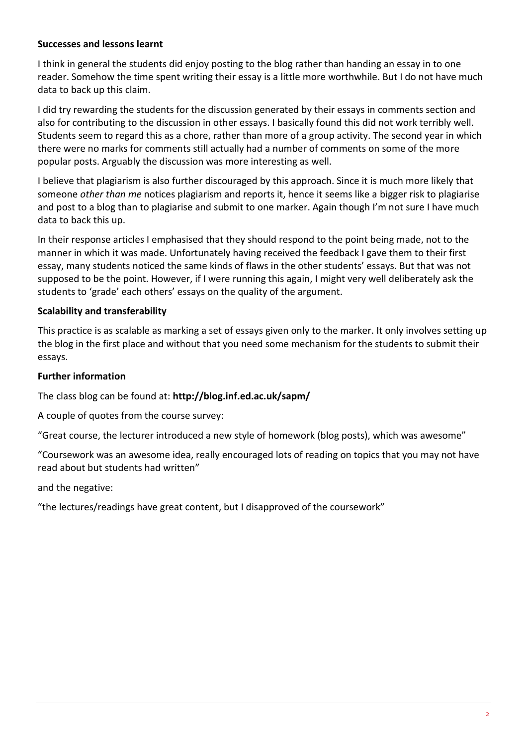**Successes and lessons learnt**

I think in general the students did enjoy posting to the blog rather than handing an essay in to one reader. Somehow the time spent writing their essay is a little more worthwhile. But I do not have much data to back up this claim.

I did try rewarding the students for the discussion generated by their essays in comments section and also for contributing to the discussion in other essays. I basically found this did not work terribly well. Students seem to regard this as a chore, rather than more of a group activity. The second year in which there were no marks for comments still actually had a number of comments on some of the more popular posts. Arguably the discussion was more interesting as well.

I believe that plagiarism is also further discouraged by this approach. Since it is much more likely that someone *other than me* notices plagiarism and reports it, hence it seems like a bigger risk to plagiarise and post to a blog than to plagiarise and submit to one marker. Again though I'm not sure I have much data to back this up.

In their response articles I emphasised that they should respond to the point being made, not to the manner in which it was made. Unfortunately having received the feedback I gave them to their first essay, many students noticed the same kinds of flaws in the other students' essays. But that was not supposed to be the point. However, if I were running this again, I might very well deliberately ask the students to 'grade' each others' essays on the quality of the argument.

**Scalability and transferability**

This practice is as scalable as marking a set of essays given only to the marker. It only involves setting up the blog in the first place and without that you need some mechanism for the students to submit their essays.

**Further information**

The class blog can be found at: **http://blog.inf.ed.ac.uk/sapm/**

A couple of quotes from the course survey:

"Great course, the lecturer introduced a new style of homework (blog posts), which was awesome"

"Coursework was an awesome idea, really encouraged lots of reading on topics that you may not have read about but students had written"

and the negative:

"the lectures/readings have great content, but I disapproved of the coursework"